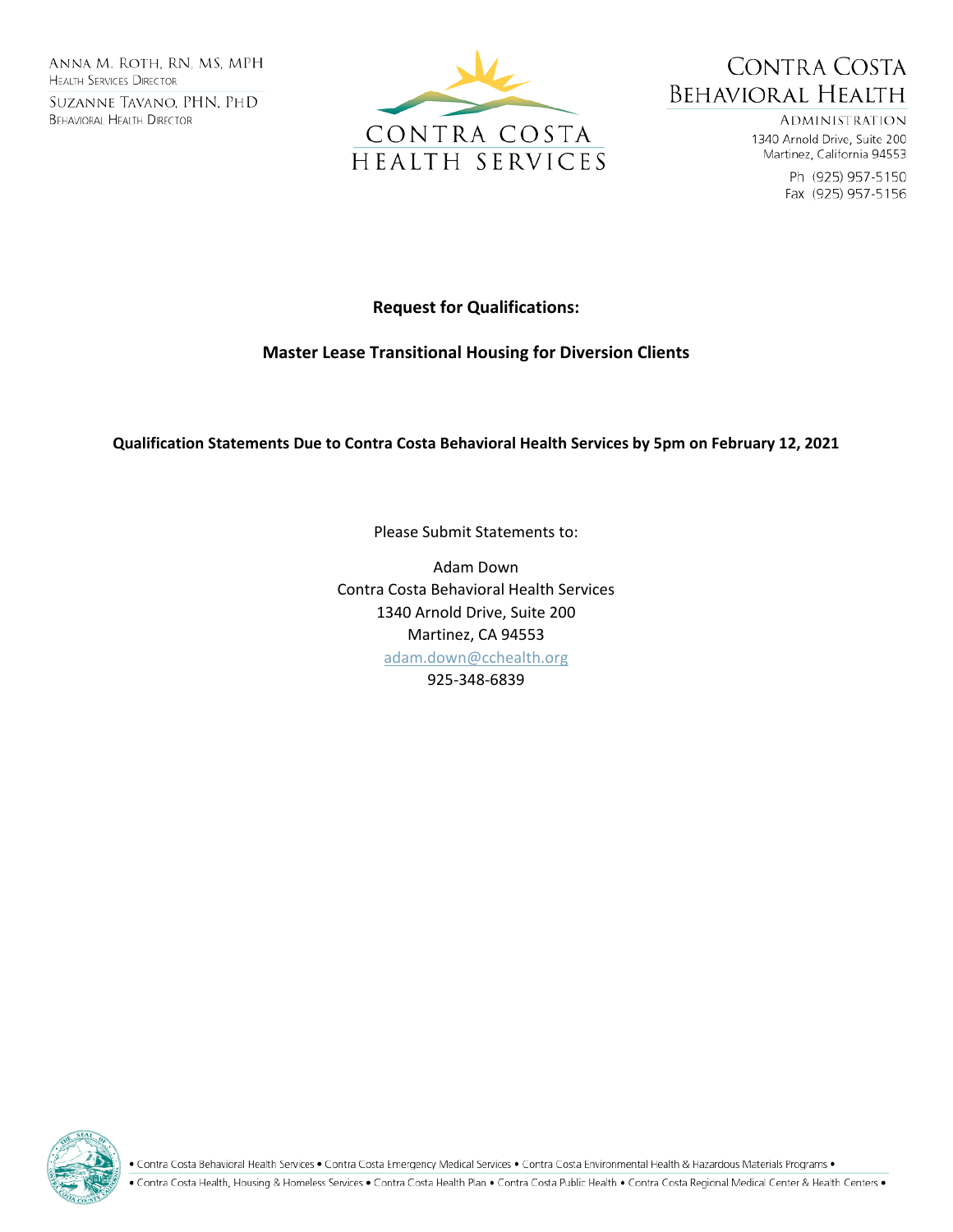ANNA M. ROTH, RN, MS, MPH
HEALTH SERVICES DIRECTOR

SUZANNE TAVANO, PHN, PHD
BEHAVIORAL HEALTH DIRECTOR

CONTRA COSTA
HEALTH SERVICES

CONTRA COSTA
BEHAVIORAL HEALTH

ADMINISTRATION
1340 Arnold Drive, Suite 200
Martinez, California 94553

Ph (925) 957-5150
Fax (925) 957-5156

**Request for Qualifications:**

**Master Lease Transitional Housing for Diversion Clients**

**Qualification Statements Due to Contra Costa Behavioral Health Services by 5pm on February 12, 2021**

Please Submit Statements to:

Adam Down
Contra Costa Behavioral Health Services
1340 Arnold Drive, Suite 200
Martinez, CA 94553
adam.down@cchealth.org
925-348-6839

• Contra Costa Behavioral Health Services • Contra Costa Emergency Medical Services • Contra Costa Environmental Health & Hazardous Materials Programs •
• Contra Costa Health, Housing & Homeless Services • Contra Costa Health Plan • Contra Costa Public Health • Contra Costa Regional Medical Center & Health Centers •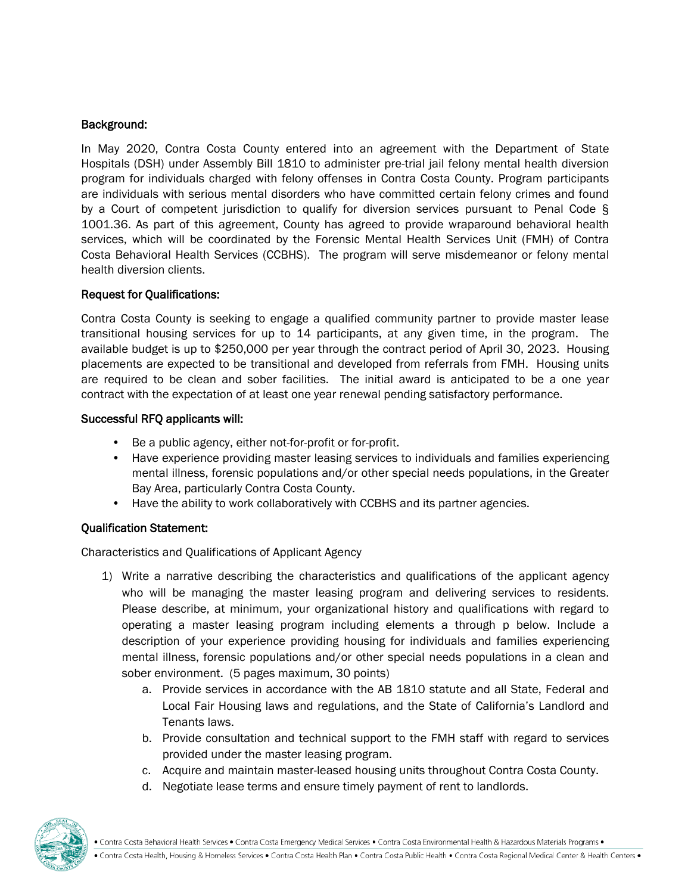**Background:**

In May 2020, Contra Costa County entered into an agreement with the Department of State Hospitals (DSH) under Assembly Bill 1810 to administer pre-trial jail felony mental health diversion program for individuals charged with felony offenses in Contra Costa County. Program participants are individuals with serious mental disorders who have committed certain felony crimes and found by a Court of competent jurisdiction to qualify for diversion services pursuant to Penal Code § 1001.36. As part of this agreement, County has agreed to provide wraparound behavioral health services, which will be coordinated by the Forensic Mental Health Services Unit (FMH) of Contra Costa Behavioral Health Services (CCBHS). The program will serve misdemeanor or felony mental health diversion clients.

**Request for Qualifications:**

Contra Costa County is seeking to engage a qualified community partner to provide master lease transitional housing services for up to 14 participants, at any given time, in the program. The available budget is up to $250,000 per year through the contract period of April 30, 2023. Housing placements are expected to be transitional and developed from referrals from FMH. Housing units are required to be clean and sober facilities. The initial award is anticipated to be a one year contract with the expectation of at least one year renewal pending satisfactory performance.

**Successful RFQ applicants will:**

- Be a public agency, either not-for-profit or for-profit.
- Have experience providing master leasing services to individuals and families experiencing mental illness, forensic populations and/or other special needs populations, in the Greater Bay Area, particularly Contra Costa County.
- Have the ability to work collaboratively with CCBHS and its partner agencies.

**Qualification Statement:**

Characteristics and Qualifications of Applicant Agency

1) Write a narrative describing the characteristics and qualifications of the applicant agency who will be managing the master leasing program and delivering services to residents. Please describe, at minimum, your organizational history and qualifications with regard to operating a master leasing program including elements a through p below. Include a description of your experience providing housing for individuals and families experiencing mental illness, forensic populations and/or other special needs populations in a clean and sober environment. (5 pages maximum, 30 points)
   a. Provide services in accordance with the AB 1810 statute and all State, Federal and Local Fair Housing laws and regulations, and the State of California's Landlord and Tenants laws.
   b. Provide consultation and technical support to the FMH staff with regard to services provided under the master leasing program.
   c. Acquire and maintain master-leased housing units throughout Contra Costa County.
   d. Negotiate lease terms and ensure timely payment of rent to landlords.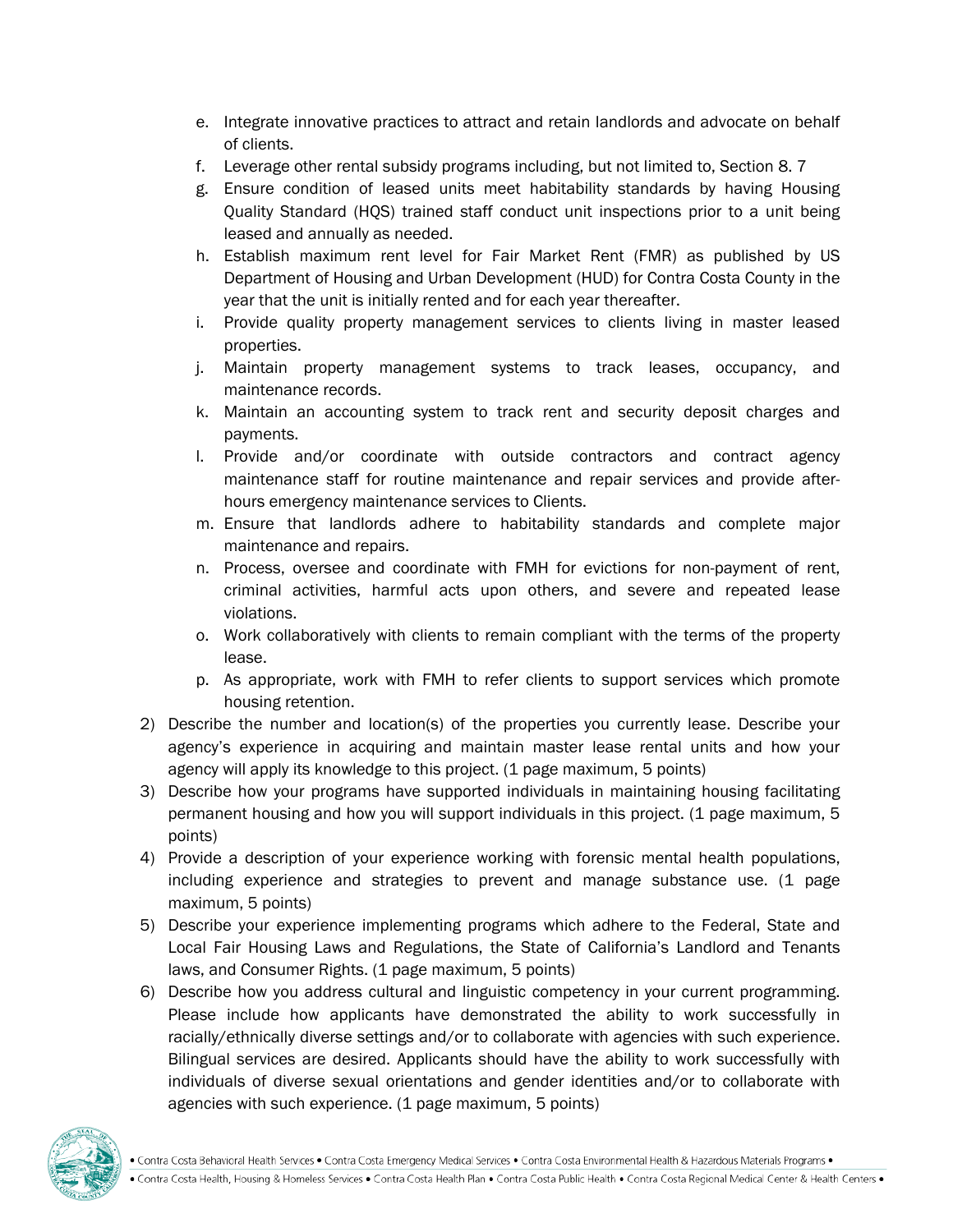e. Integrate innovative practices to attract and retain landlords and advocate on behalf of clients.
   f. Leverage other rental subsidy programs including, but not limited to, Section 8. 7
   g. Ensure condition of leased units meet habitability standards by having Housing Quality Standard (HQS) trained staff conduct unit inspections prior to a unit being leased and annually as needed.
   h. Establish maximum rent level for Fair Market Rent (FMR) as published by US Department of Housing and Urban Development (HUD) for Contra Costa County in the year that the unit is initially rented and for each year thereafter.
   i. Provide quality property management services to clients living in master leased properties.
   j. Maintain property management systems to track leases, occupancy, and maintenance records.
   k. Maintain an accounting system to track rent and security deposit charges and payments.
   l. Provide and/or coordinate with outside contractors and contract agency maintenance staff for routine maintenance and repair services and provide after-hours emergency maintenance services to Clients.
   m. Ensure that landlords adhere to habitability standards and complete major maintenance and repairs.
   n. Process, oversee and coordinate with FMH for evictions for non-payment of rent, criminal activities, harmful acts upon others, and severe and repeated lease violations.
   o. Work collaboratively with clients to remain compliant with the terms of the property lease.
   p. As appropriate, work with FMH to refer clients to support services which promote housing retention.

2) Describe the number and location(s) of the properties you currently lease. Describe your agency's experience in acquiring and maintain master lease rental units and how your agency will apply its knowledge to this project. (1 page maximum, 5 points)
3) Describe how your programs have supported individuals in maintaining housing facilitating permanent housing and how you will support individuals in this project. (1 page maximum, 5 points)
4) Provide a description of your experience working with forensic mental health populations, including experience and strategies to prevent and manage substance use. (1 page maximum, 5 points)
5) Describe your experience implementing programs which adhere to the Federal, State and Local Fair Housing Laws and Regulations, the State of California's Landlord and Tenants laws, and Consumer Rights. (1 page maximum, 5 points)
6) Describe how you address cultural and linguistic competency in your current programming. Please include how applicants have demonstrated the ability to work successfully in racially/ethnically diverse settings and/or to collaborate with agencies with such experience. Bilingual services are desired. Applicants should have the ability to work successfully with individuals of diverse sexual orientations and gender identities and/or to collaborate with agencies with such experience. (1 page maximum, 5 points)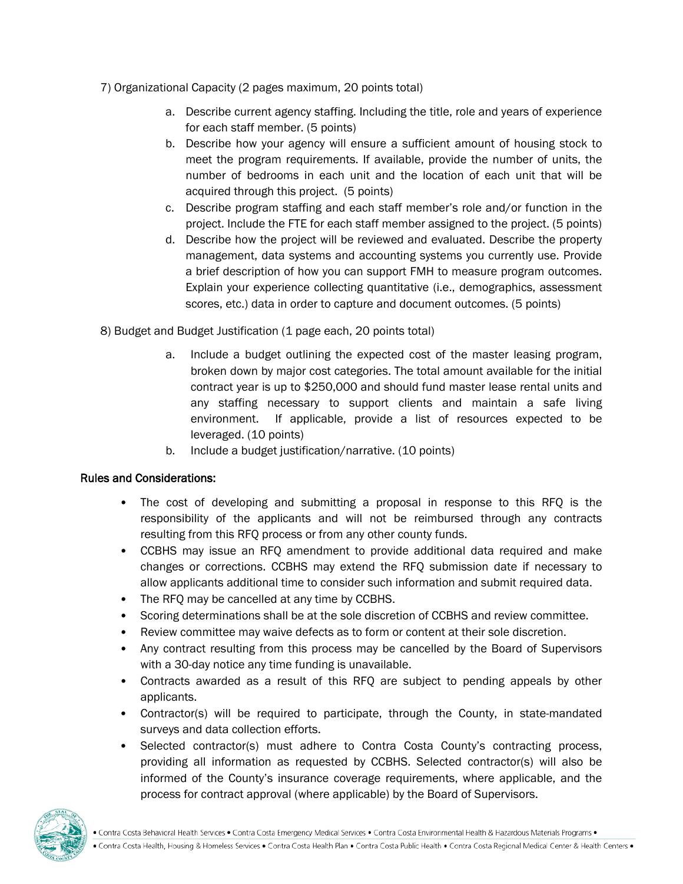7) Organizational Capacity (2 pages maximum, 20 points total)

a. Describe current agency staffing. Including the title, role and years of experience for each staff member. (5 points)
b. Describe how your agency will ensure a sufficient amount of housing stock to meet the program requirements. If available, provide the number of units, the number of bedrooms in each unit and the location of each unit that will be acquired through this project. (5 points)
c. Describe program staffing and each staff member's role and/or function in the project. Include the FTE for each staff member assigned to the project. (5 points)
d. Describe how the project will be reviewed and evaluated. Describe the property management, data systems and accounting systems you currently use. Provide a brief description of how you can support FMH to measure program outcomes. Explain your experience collecting quantitative (i.e., demographics, assessment scores, etc.) data in order to capture and document outcomes. (5 points)

8) Budget and Budget Justification (1 page each, 20 points total)

a. Include a budget outlining the expected cost of the master leasing program, broken down by major cost categories. The total amount available for the initial contract year is up to $250,000 and should fund master lease rental units and any staffing necessary to support clients and maintain a safe living environment. If applicable, provide a list of resources expected to be leveraged. (10 points)
b. Include a budget justification/narrative. (10 points)

**Rules and Considerations:**

- The cost of developing and submitting a proposal in response to this RFQ is the responsibility of the applicants and will not be reimbursed through any contracts resulting from this RFQ process or from any other county funds.
- CCBHS may issue an RFQ amendment to provide additional data required and make changes or corrections. CCBHS may extend the RFQ submission date if necessary to allow applicants additional time to consider such information and submit required data.
- The RFQ may be cancelled at any time by CCBHS.
- Scoring determinations shall be at the sole discretion of CCBHS and review committee.
- Review committee may waive defects as to form or content at their sole discretion.
- Any contract resulting from this process may be cancelled by the Board of Supervisors with a 30-day notice any time funding is unavailable.
- Contracts awarded as a result of this RFQ are subject to pending appeals by other applicants.
- Contractor(s) will be required to participate, through the County, in state-mandated surveys and data collection efforts.
- Selected contractor(s) must adhere to Contra Costa County's contracting process, providing all information as requested by CCBHS. Selected contractor(s) will also be informed of the County's insurance coverage requirements, where applicable, and the process for contract approval (where applicable) by the Board of Supervisors.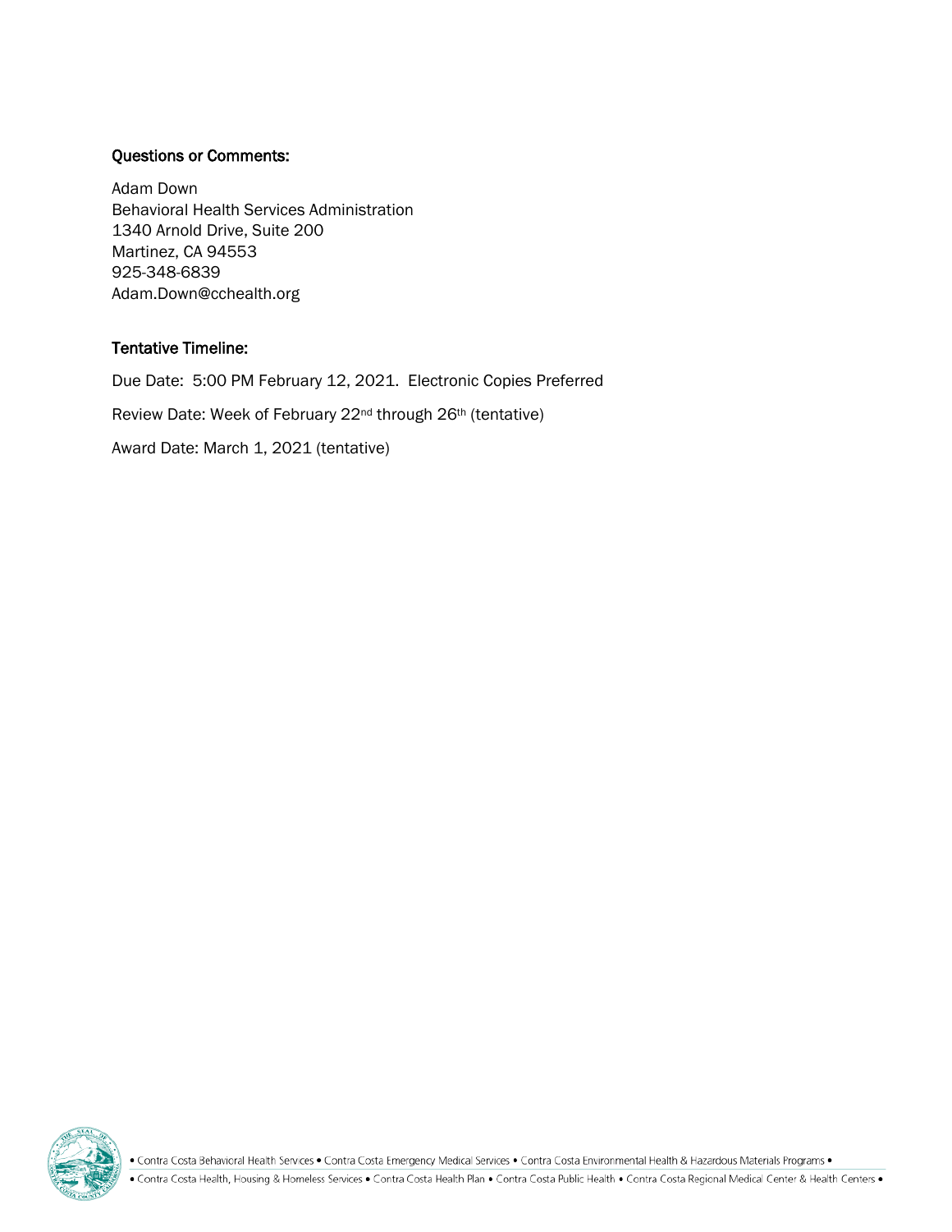### Questions or Comments:

Adam Down
Behavioral Health Services Administration
1340 Arnold Drive, Suite 200
Martinez, CA 94553
925-348-6839
Adam.Down@cchealth.org

### Tentative Timeline:

Due Date: 5:00 PM February 12, 2021. Electronic Copies Preferred

Review Date: Week of February 22nd through 26th (tentative)

Award Date: March 1, 2021 (tentative)